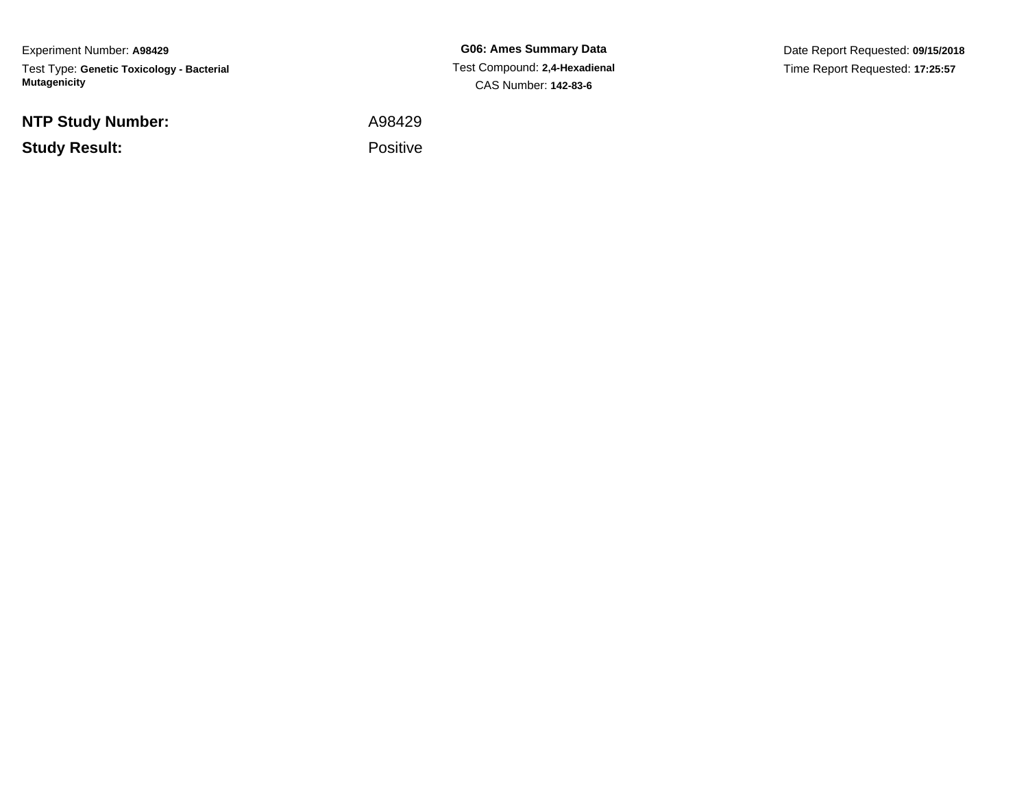Experiment Number: **A98429**

Test Type: **Genetic Toxicology - Bacterial Mutagenicity**

**G06: Ames Summary Data**

Test Compound: **2,4-Hexadienal**

CAS Number: **142-83-6**

Date Report Requested: **09/15/2018**

Time Report Requested: **17:25:57**

| | |
|---|---|
| **NTP Study Number:** | A98429 |
| **Study Result:** | Positive |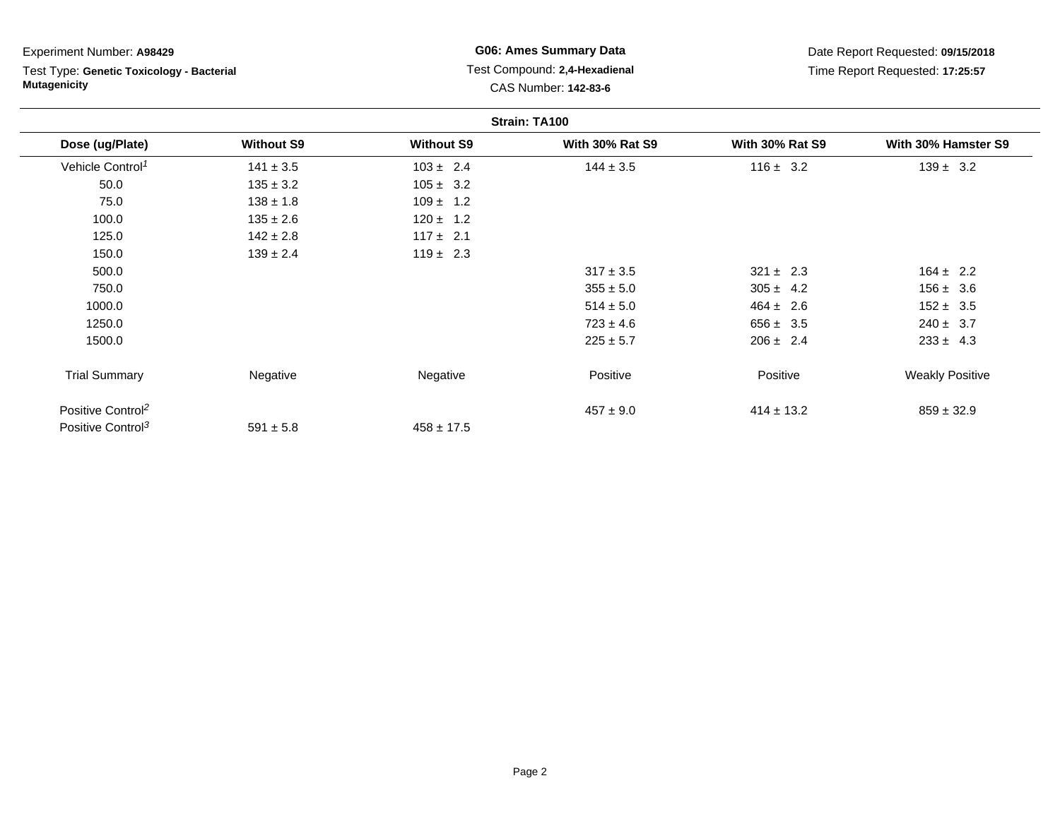Experiment Number: **A98429**

Test Type: **Genetic Toxicology - Bacterial Mutagenicity**

**G06: Ames Summary Data**

Test Compound: **2,4-Hexadienal**

CAS Number: **142-83-6**

Date Report Requested: **09/15/2018**

Time Report Requested: **17:25:57**

**Strain: TA100**

| Dose (ug/Plate) | Without S9 | Without S9 | With 30% Rat S9 | With 30% Rat S9 | With 30% Hamster S9 |
|---|---|---|---|---|---|
| Vehicle Control[1] | 141 ± 3.5 | 103 ± 2.4 | 144 ± 3.5 | 116 ± 3.2 | 139 ± 3.2 |
| 50.0 | 135 ± 3.2 | 105 ± 3.2 | | | |
| 75.0 | 138 ± 1.8 | 109 ± 1.2 | | | |
| 100.0 | 135 ± 2.6 | 120 ± 1.2 | | | |
| 125.0 | 142 ± 2.8 | 117 ± 2.1 | | | |
| 150.0 | 139 ± 2.4 | 119 ± 2.3 | | | |
| 500.0 | | | 317 ± 3.5 | 321 ± 2.3 | 164 ± 2.2 |
| 750.0 | | | 355 ± 5.0 | 305 ± 4.2 | 156 ± 3.6 |
| 1000.0 | | | 514 ± 5.0 | 464 ± 2.6 | 152 ± 3.5 |
| 1250.0 | | | 723 ± 4.6 | 656 ± 3.5 | 240 ± 3.7 |
| 1500.0 | | | 225 ± 5.7 | 206 ± 2.4 | 233 ± 4.3 |
| Trial Summary | Negative | Negative | Positive | Positive | Weakly Positive |
| Positive Control[2] | | | 457 ± 9.0 | 414 ± 13.2 | 859 ± 32.9 |
| Positive Control[3] | 591 ± 5.8 | 458 ± 17.5 | | | |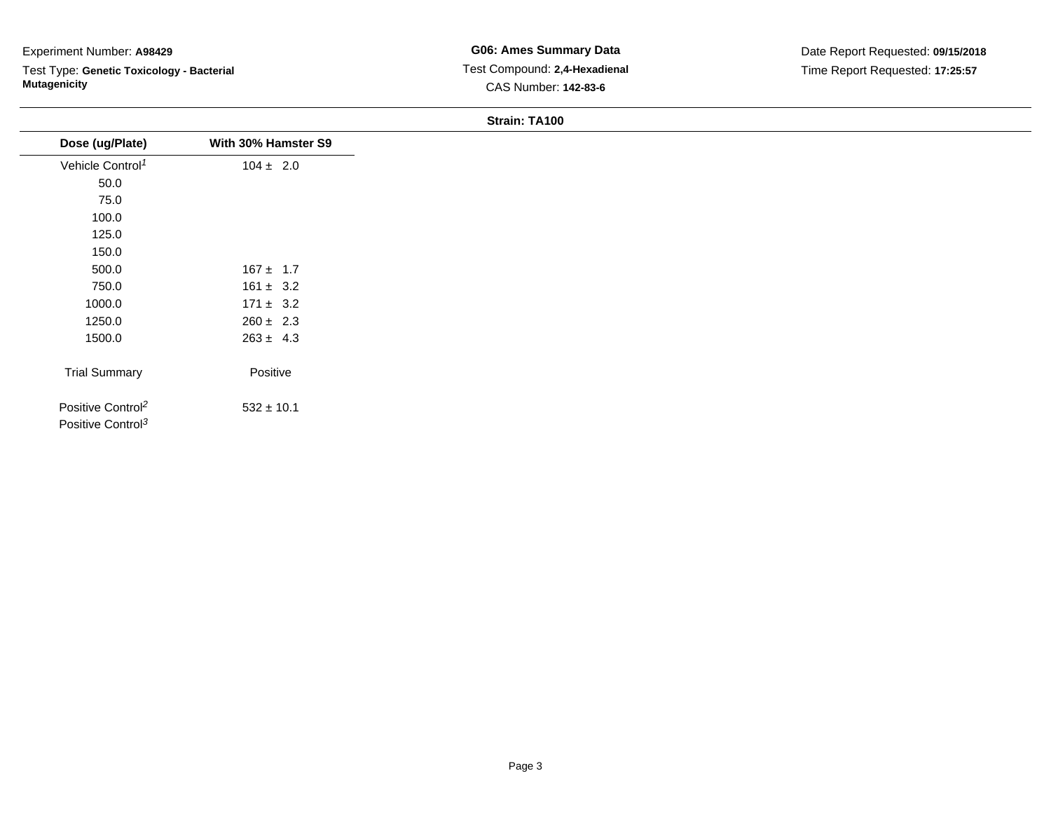Experiment Number: **A98429**

Test Type: **Genetic Toxicology - Bacterial Mutagenicity**

**G06: Ames Summary Data**

Test Compound: **2,4-Hexadienal**

CAS Number: **142-83-6**

Date Report Requested: **09/15/2018**

Time Report Requested: **17:25:57**

**Strain: TA100**

| Dose (ug/Plate) | With 30% Hamster S9 |
|---|---|
| Vehicle Control[1] | 104 ± 2.0 |
| 50.0 | |
| 75.0 | |
| 100.0 | |
| 125.0 | |
| 150.0 | |
| 500.0 | 167 ± 1.7 |
| 750.0 | 161 ± 3.2 |
| 1000.0 | 171 ± 3.2 |
| 1250.0 | 260 ± 2.3 |
| 1500.0 | 263 ± 4.3 |
| Trial Summary | Positive |
| Positive Control[2] | 532 ± 10.1 |
| Positive Control[3] | |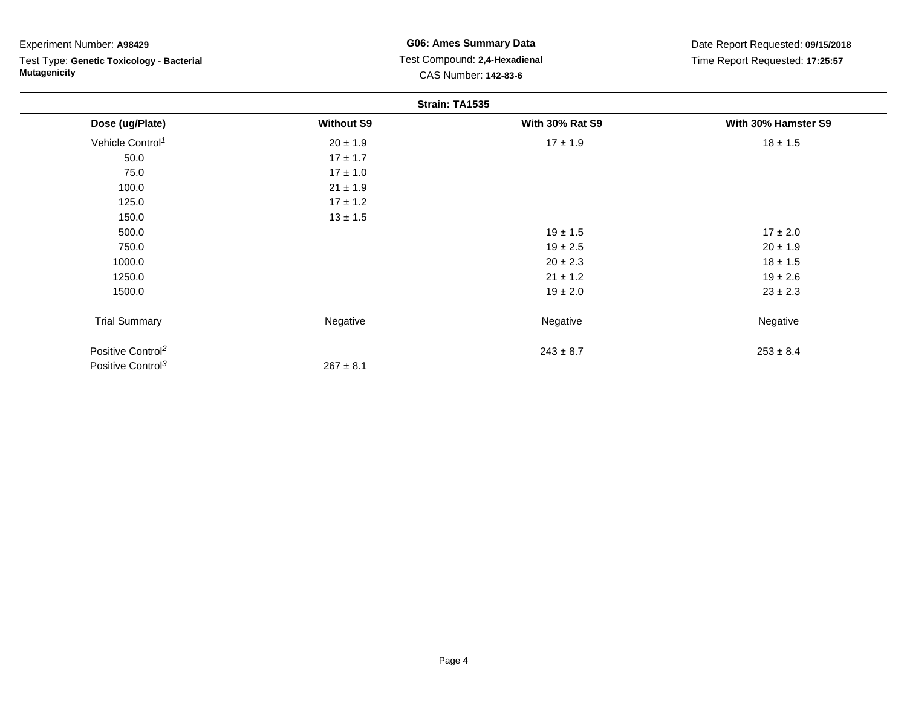Experiment Number: **A98429**

Test Type: **Genetic Toxicology - Bacterial Mutagenicity**

**G06: Ames Summary Data**

Test Compound: **2,4-Hexadienal**

CAS Number: **142-83-6**

Date Report Requested: **09/15/2018**

Time Report Requested: **17:25:57**

**Strain: TA1535**

| Dose (ug/Plate) | Without S9 | With 30% Rat S9 | With 30% Hamster S9 |
|---|---|---|---|
| Vehicle Control[1] | 20 ± 1.9 | 17 ± 1.9 | 18 ± 1.5 |
| 50.0 | 17 ± 1.7 | | |
| 75.0 | 17 ± 1.0 | | |
| 100.0 | 21 ± 1.9 | | |
| 125.0 | 17 ± 1.2 | | |
| 150.0 | 13 ± 1.5 | | |
| 500.0 | | 19 ± 1.5 | 17 ± 2.0 |
| 750.0 | | 19 ± 2.5 | 20 ± 1.9 |
| 1000.0 | | 20 ± 2.3 | 18 ± 1.5 |
| 1250.0 | | 21 ± 1.2 | 19 ± 2.6 |
| 1500.0 | | 19 ± 2.0 | 23 ± 2.3 |
| Trial Summary | Negative | Negative | Negative |
| Positive Control[2] | | 243 ± 8.7 | 253 ± 8.4 |
| Positive Control[3] | 267 ± 8.1 | | |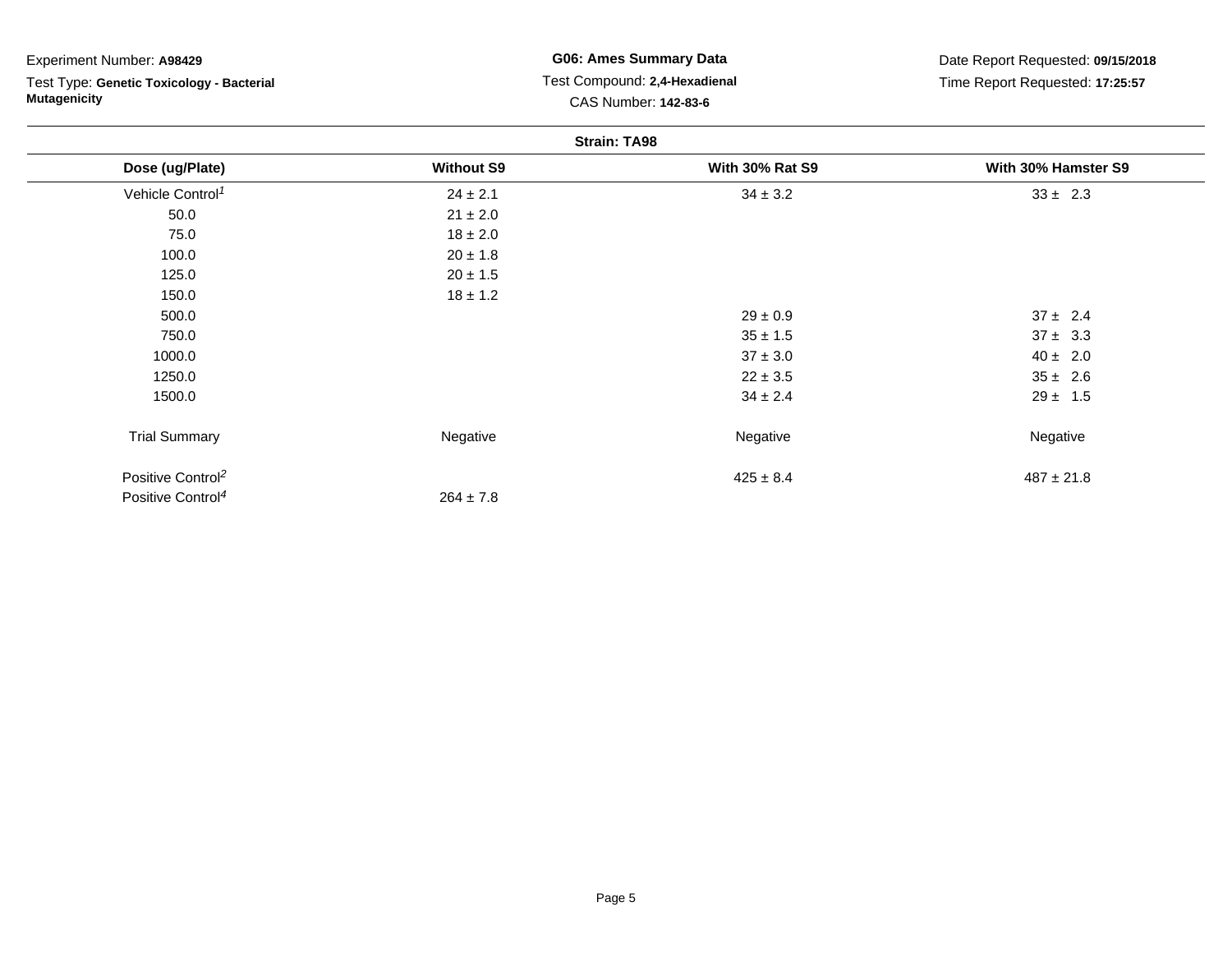Experiment Number: **A98429**

Test Type: **Genetic Toxicology - Bacterial Mutagenicity**

**G06: Ames Summary Data**

Test Compound: **2,4-Hexadienal**

CAS Number: **142-83-6**

Date Report Requested: **09/15/2018**

Time Report Requested: **17:25:57**

**Strain: TA98**

| Dose (ug/Plate) | Without S9 | With 30% Rat S9 | With 30% Hamster S9 |
|---|---|---|---|
| Vehicle Control[1] | 24 ± 2.1 | 34 ± 3.2 | 33 ± 2.3 |
| 50.0 | 21 ± 2.0 | | |
| 75.0 | 18 ± 2.0 | | |
| 100.0 | 20 ± 1.8 | | |
| 125.0 | 20 ± 1.5 | | |
| 150.0 | 18 ± 1.2 | | |
| 500.0 | | 29 ± 0.9 | 37 ± 2.4 |
| 750.0 | | 35 ± 1.5 | 37 ± 3.3 |
| 1000.0 | | 37 ± 3.0 | 40 ± 2.0 |
| 1250.0 | | 22 ± 3.5 | 35 ± 2.6 |
| 1500.0 | | 34 ± 2.4 | 29 ± 1.5 |
| Trial Summary | Negative | Negative | Negative |
| Positive Control[2] | | 425 ± 8.4 | 487 ± 21.8 |
| Positive Control[4] | 264 ± 7.8 | | |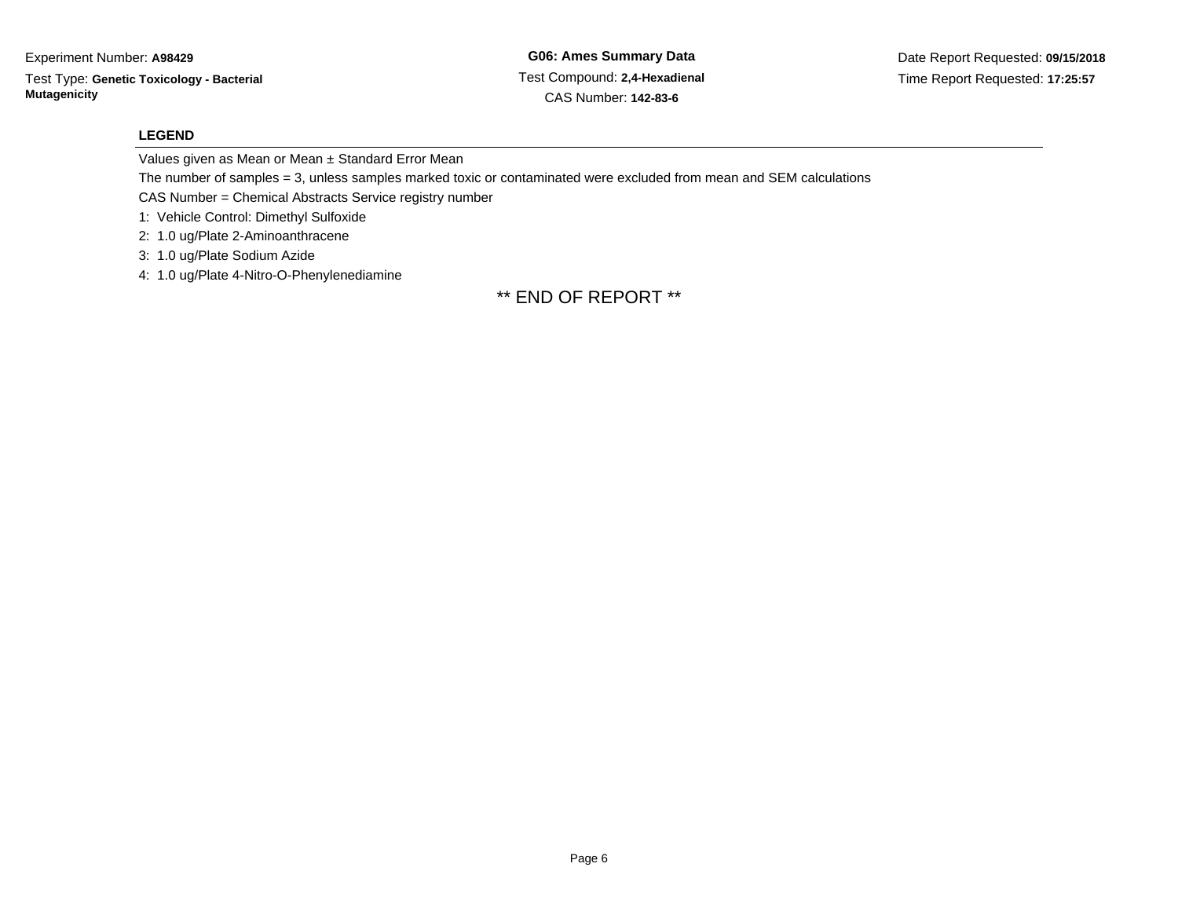Experiment Number: **A98429**

Test Type: **Genetic Toxicology - Bacterial Mutagenicity**

**G06: Ames Summary Data**

Test Compound: **2,4-Hexadienal**

CAS Number: **142-83-6**

Date Report Requested: **09/15/2018**

Time Report Requested: **17:25:57**

**LEGEND**

Values given as Mean or Mean ± Standard Error Mean

The number of samples = 3, unless samples marked toxic or contaminated were excluded from mean and SEM calculations

CAS Number = Chemical Abstracts Service registry number

1: Vehicle Control: Dimethyl Sulfoxide

2: 1.0 ug/Plate 2-Aminoanthracene

3: 1.0 ug/Plate Sodium Azide

4: 1.0 ug/Plate 4-Nitro-O-Phenylenediamine

** END OF REPORT **